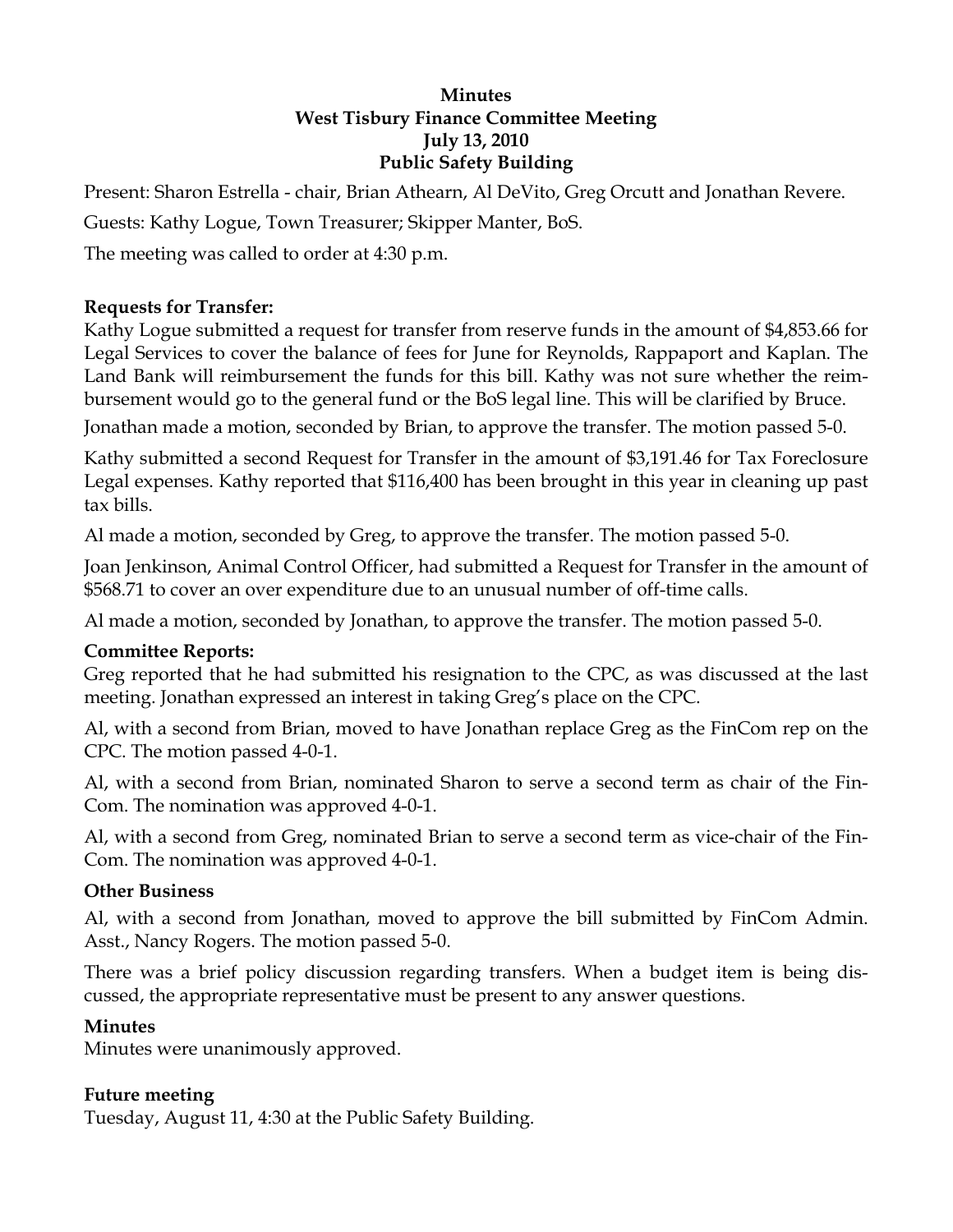**Minutes**
**West Tisbury Finance Committee Meeting**
**July 13, 2010**
**Public Safety Building**

Present: Sharon Estrella - chair, Brian Athearn, Al DeVito, Greg Orcutt and Jonathan Revere.

Guests: Kathy Logue, Town Treasurer; Skipper Manter, BoS.

The meeting was called to order at 4:30 p.m.

**Requests for Transfer:**

Kathy Logue submitted a request for transfer from reserve funds in the amount of $4,853.66 for Legal Services to cover the balance of fees for June for Reynolds, Rappaport and Kaplan. The Land Bank will reimbursement the funds for this bill. Kathy was not sure whether the reimbursement would go to the general fund or the BoS legal line. This will be clarified by Bruce.

Jonathan made a motion, seconded by Brian, to approve the transfer. The motion passed 5-0.

Kathy submitted a second Request for Transfer in the amount of $3,191.46 for Tax Foreclosure Legal expenses. Kathy reported that $116,400 has been brought in this year in cleaning up past tax bills.

Al made a motion, seconded by Greg, to approve the transfer. The motion passed 5-0.

Joan Jenkinson, Animal Control Officer, had submitted a Request for Transfer in the amount of $568.71 to cover an over expenditure due to an unusual number of off-time calls.

Al made a motion, seconded by Jonathan, to approve the transfer. The motion passed 5-0.

**Committee Reports:**

Greg reported that he had submitted his resignation to the CPC, as was discussed at the last meeting. Jonathan expressed an interest in taking Greg's place on the CPC.

Al, with a second from Brian, moved to have Jonathan replace Greg as the FinCom rep on the CPC. The motion passed 4-0-1.

Al, with a second from Brian, nominated Sharon to serve a second term as chair of the FinCom. The nomination was approved 4-0-1.

Al, with a second from Greg, nominated Brian to serve a second term as vice-chair of the FinCom. The nomination was approved 4-0-1.

**Other Business**

Al, with a second from Jonathan, moved to approve the bill submitted by FinCom Admin. Asst., Nancy Rogers. The motion passed 5-0.

There was a brief policy discussion regarding transfers. When a budget item is being discussed, the appropriate representative must be present to any answer questions.

**Minutes**

Minutes were unanimously approved.

**Future meeting**

Tuesday, August 11, 4:30 at the Public Safety Building.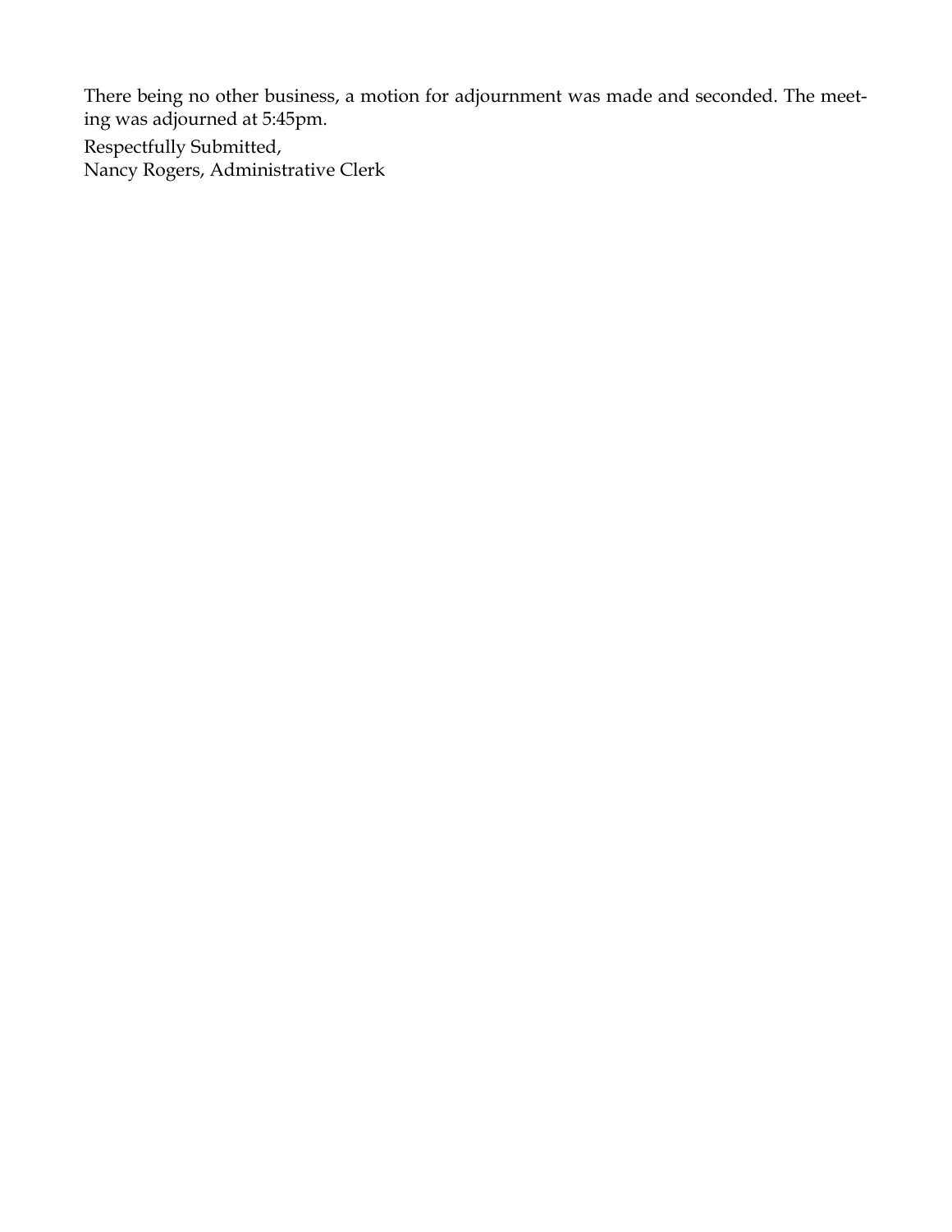There being no other business, a motion for adjournment was made and seconded. The meeting was adjourned at 5:45pm.

Respectfully Submitted,
Nancy Rogers, Administrative Clerk